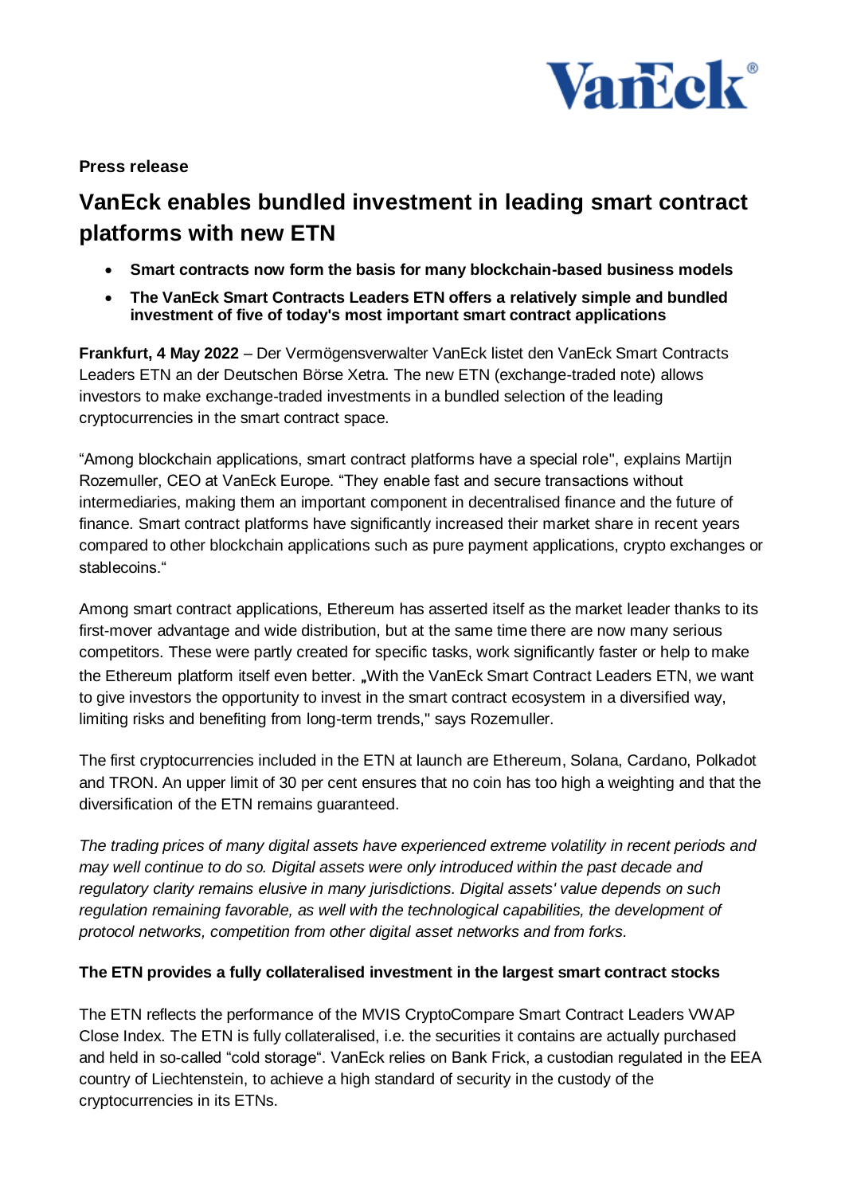**Press release**

# VanEck enables bundled investment in leading smart contract platforms with new ETN

- **Smart contracts now form the basis for many blockchain-based business models**
- **The VanEck Smart Contracts Leaders ETN offers a relatively simple and bundled investment of five of today's most important smart contract applications**

**Frankfurt, 4 May 2022** – Der Vermögensverwalter VanEck listet den VanEck Smart Contracts Leaders ETN an der Deutschen Börse Xetra. The new ETN (exchange-traded note) allows investors to make exchange-traded investments in a bundled selection of the leading cryptocurrencies in the smart contract space.

"Among blockchain applications, smart contract platforms have a special role", explains Martijn Rozemuller, CEO at VanEck Europe. "They enable fast and secure transactions without intermediaries, making them an important component in decentralised finance and the future of finance. Smart contract platforms have significantly increased their market share in recent years compared to other blockchain applications such as pure payment applications, crypto exchanges or stablecoins."

Among smart contract applications, Ethereum has asserted itself as the market leader thanks to its first-mover advantage and wide distribution, but at the same time there are now many serious competitors. These were partly created for specific tasks, work significantly faster or help to make the Ethereum platform itself even better. „With the VanEck Smart Contract Leaders ETN, we want to give investors the opportunity to invest in the smart contract ecosystem in a diversified way, limiting risks and benefiting from long-term trends," says Rozemuller.

The first cryptocurrencies included in the ETN at launch are Ethereum, Solana, Cardano, Polkadot and TRON. An upper limit of 30 per cent ensures that no coin has too high a weighting and that the diversification of the ETN remains guaranteed.

*The trading prices of many digital assets have experienced extreme volatility in recent periods and may well continue to do so. Digital assets were only introduced within the past decade and regulatory clarity remains elusive in many jurisdictions. Digital assets' value depends on such regulation remaining favorable, as well with the technological capabilities, the development of protocol networks, competition from other digital asset networks and from forks.*

**The ETN provides a fully collateralised investment in the largest smart contract stocks**

The ETN reflects the performance of the MVIS CryptoCompare Smart Contract Leaders VWAP Close Index. The ETN is fully collateralised, i.e. the securities it contains are actually purchased and held in so-called "cold storage". VanEck relies on Bank Frick, a custodian regulated in the EEA country of Liechtenstein, to achieve a high standard of security in the custody of the cryptocurrencies in its ETNs.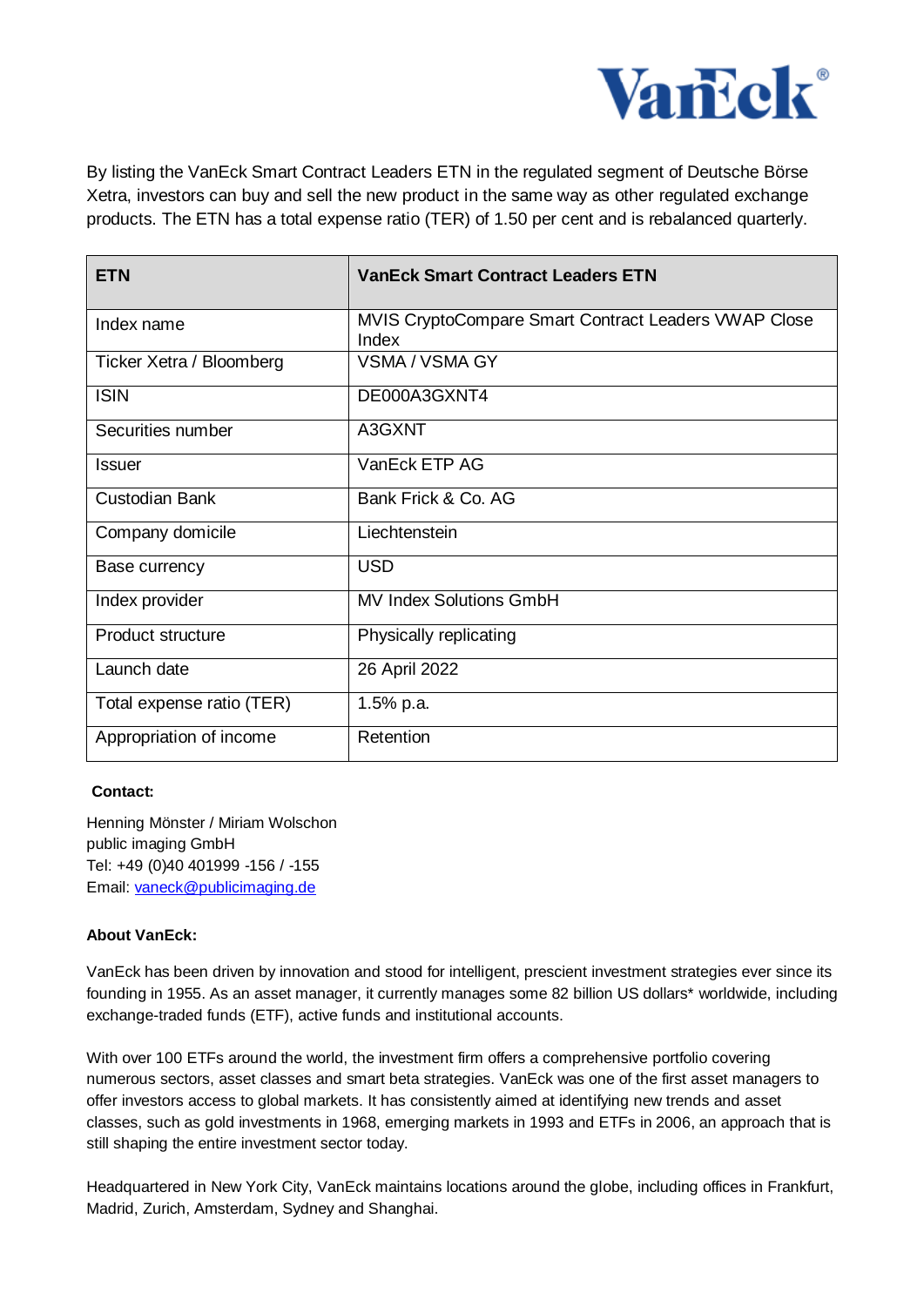By listing the VanEck Smart Contract Leaders ETN in the regulated segment of Deutsche Börse Xetra, investors can buy and sell the new product in the same way as other regulated exchange products. The ETN has a total expense ratio (TER) of 1.50 per cent and is rebalanced quarterly.

| **ETN** | **VanEck Smart Contract Leaders ETN** |
|---|---|
| Index name | MVIS CryptoCompare Smart Contract Leaders VWAP Close Index |
| Ticker Xetra / Bloomberg | VSMA / VSMA GY |
| ISIN | DE000A3GXNT4 |
| Securities number | A3GXNT |
| Issuer | VanEck ETP AG |
| Custodian Bank | Bank Frick & Co. AG |
| Company domicile | Liechtenstein |
| Base currency | USD |
| Index provider | MV Index Solutions GmbH |
| Product structure | Physically replicating |
| Launch date | 26 April 2022 |
| Total expense ratio (TER) | 1.5% p.a. |
| Appropriation of income | Retention |

**Contact:**

Henning Mönster / Miriam Wolschon
public imaging GmbH
Tel: +49 (0)40 401999 -156 / -155
Email: vaneck@publicimaging.de

**About VanEck:**

VanEck has been driven by innovation and stood for intelligent, prescient investment strategies ever since its founding in 1955. As an asset manager, it currently manages some 82 billion US dollars* worldwide, including exchange-traded funds (ETF), active funds and institutional accounts.

With over 100 ETFs around the world, the investment firm offers a comprehensive portfolio covering numerous sectors, asset classes and smart beta strategies. VanEck was one of the first asset managers to offer investors access to global markets. It has consistently aimed at identifying new trends and asset classes, such as gold investments in 1968, emerging markets in 1993 and ETFs in 2006, an approach that is still shaping the entire investment sector today.

Headquartered in New York City, VanEck maintains locations around the globe, including offices in Frankfurt, Madrid, Zurich, Amsterdam, Sydney and Shanghai.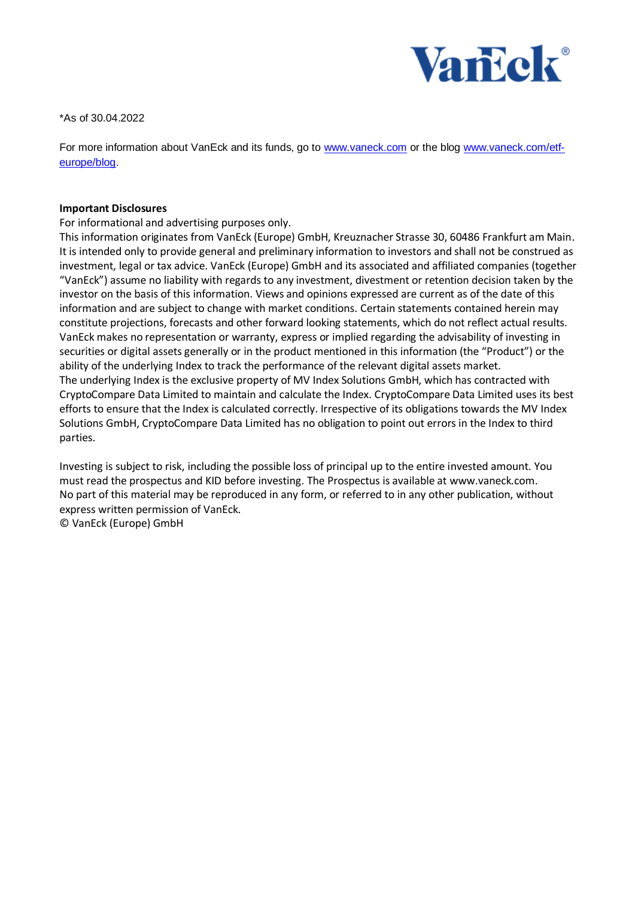*As of 30.04.2022

For more information about VanEck and its funds, go to www.vaneck.com or the blog www.vaneck.com/etf-europe/blog.

**Important Disclosures**

For informational and advertising purposes only.
This information originates from VanEck (Europe) GmbH, Kreuznacher Strasse 30, 60486 Frankfurt am Main. It is intended only to provide general and preliminary information to investors and shall not be construed as investment, legal or tax advice. VanEck (Europe) GmbH and its associated and affiliated companies (together "VanEck") assume no liability with regards to any investment, divestment or retention decision taken by the investor on the basis of this information. Views and opinions expressed are current as of the date of this information and are subject to change with market conditions. Certain statements contained herein may constitute projections, forecasts and other forward looking statements, which do not reflect actual results. VanEck makes no representation or warranty, express or implied regarding the advisability of investing in securities or digital assets generally or in the product mentioned in this information (the "Product") or the ability of the underlying Index to track the performance of the relevant digital assets market.
The underlying Index is the exclusive property of MV Index Solutions GmbH, which has contracted with CryptoCompare Data Limited to maintain and calculate the Index. CryptoCompare Data Limited uses its best efforts to ensure that the Index is calculated correctly. Irrespective of its obligations towards the MV Index Solutions GmbH, CryptoCompare Data Limited has no obligation to point out errors in the Index to third parties.

Investing is subject to risk, including the possible loss of principal up to the entire invested amount. You must read the prospectus and KID before investing. The Prospectus is available at www.vaneck.com.
No part of this material may be reproduced in any form, or referred to in any other publication, without express written permission of VanEck.
© VanEck (Europe) GmbH